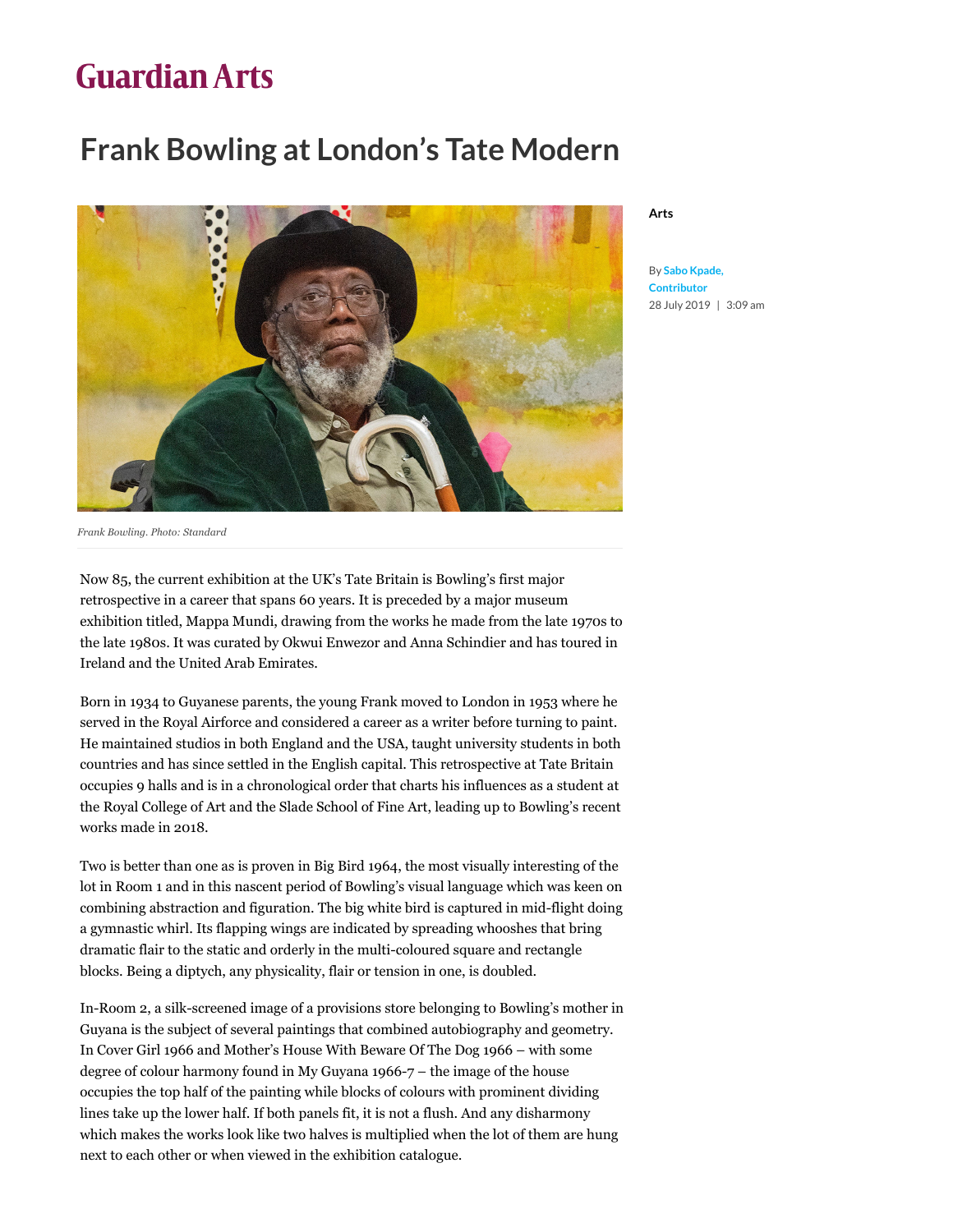# Guardian Arts

## Frank Bowling at London's Tate Modern

Arts

By **Sabo Kpade, Contributor**
28 July 2019 | 3:09 am

*Frank Bowling. Photo: Standard*

Now 85, the current exhibition at the UK's Tate Britain is Bowling's first major retrospective in a career that spans 60 years. It is preceded by a major museum exhibition titled, Mappa Mundi, drawing from the works he made from the late 1970s to the late 1980s. It was curated by Okwui Enwezor and Anna Schindier and has toured in Ireland and the United Arab Emirates.

Born in 1934 to Guyanese parents, the young Frank moved to London in 1953 where he served in the Royal Airforce and considered a career as a writer before turning to paint. He maintained studios in both England and the USA, taught university students in both countries and has since settled in the English capital. This retrospective at Tate Britain occupies 9 halls and is in a chronological order that charts his influences as a student at the Royal College of Art and the Slade School of Fine Art, leading up to Bowling's recent works made in 2018.

Two is better than one as is proven in Big Bird 1964, the most visually interesting of the lot in Room 1 and in this nascent period of Bowling's visual language which was keen on combining abstraction and figuration. The big white bird is captured in mid-flight doing a gymnastic whirl. Its flapping wings are indicated by spreading whooshes that bring dramatic flair to the static and orderly in the multi-coloured square and rectangle blocks. Being a diptych, any physicality, flair or tension in one, is doubled.

In-Room 2, a silk-screened image of a provisions store belonging to Bowling's mother in Guyana is the subject of several paintings that combined autobiography and geometry. In Cover Girl 1966 and Mother's House With Beware Of The Dog 1966 – with some degree of colour harmony found in My Guyana 1966-7 – the image of the house occupies the top half of the painting while blocks of colours with prominent dividing lines take up the lower half. If both panels fit, it is not a flush. And any disharmony which makes the works look like two halves is multiplied when the lot of them are hung next to each other or when viewed in the exhibition catalogue.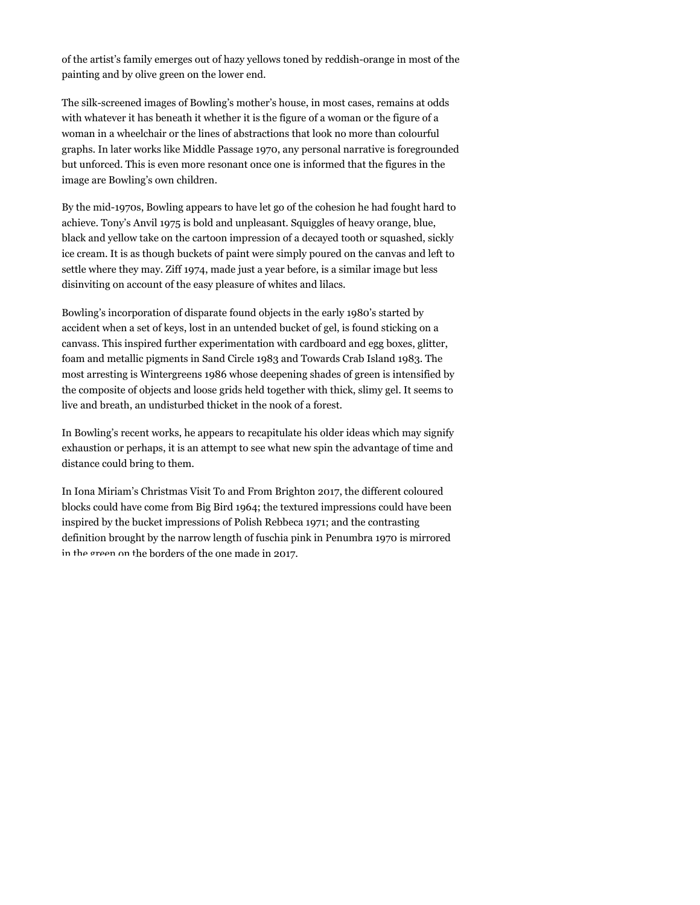of the artist's family emerges out of hazy yellows toned by reddish-orange in most of the painting and by olive green on the lower end.

The silk-screened images of Bowling's mother's house, in most cases, remains at odds with whatever it has beneath it whether it is the figure of a woman or the figure of a woman in a wheelchair or the lines of abstractions that look no more than colourful graphs. In later works like Middle Passage 1970, any personal narrative is foregrounded but unforced. This is even more resonant once one is informed that the figures in the image are Bowling's own children.

By the mid-1970s, Bowling appears to have let go of the cohesion he had fought hard to achieve. Tony's Anvil 1975 is bold and unpleasant. Squiggles of heavy orange, blue, black and yellow take on the cartoon impression of a decayed tooth or squashed, sickly ice cream. It is as though buckets of paint were simply poured on the canvas and left to settle where they may. Ziff 1974, made just a year before, is a similar image but less disinviting on account of the easy pleasure of whites and lilacs.

Bowling's incorporation of disparate found objects in the early 1980's started by accident when a set of keys, lost in an untended bucket of gel, is found sticking on a canvass. This inspired further experimentation with cardboard and egg boxes, glitter, foam and metallic pigments in Sand Circle 1983 and Towards Crab Island 1983. The most arresting is Wintergreens 1986 whose deepening shades of green is intensified by the composite of objects and loose grids held together with thick, slimy gel. It seems to live and breath, an undisturbed thicket in the nook of a forest.

In Bowling's recent works, he appears to recapitulate his older ideas which may signify exhaustion or perhaps, it is an attempt to see what new spin the advantage of time and distance could bring to them.

In Iona Miriam's Christmas Visit To and From Brighton 2017, the different coloured blocks could have come from Big Bird 1964; the textured impressions could have been inspired by the bucket impressions of Polish Rebbeca 1971; and the contrasting definition brought by the narrow length of fuschia pink in Penumbra 1970 is mirrored in the green on the borders of the one made in 2017.